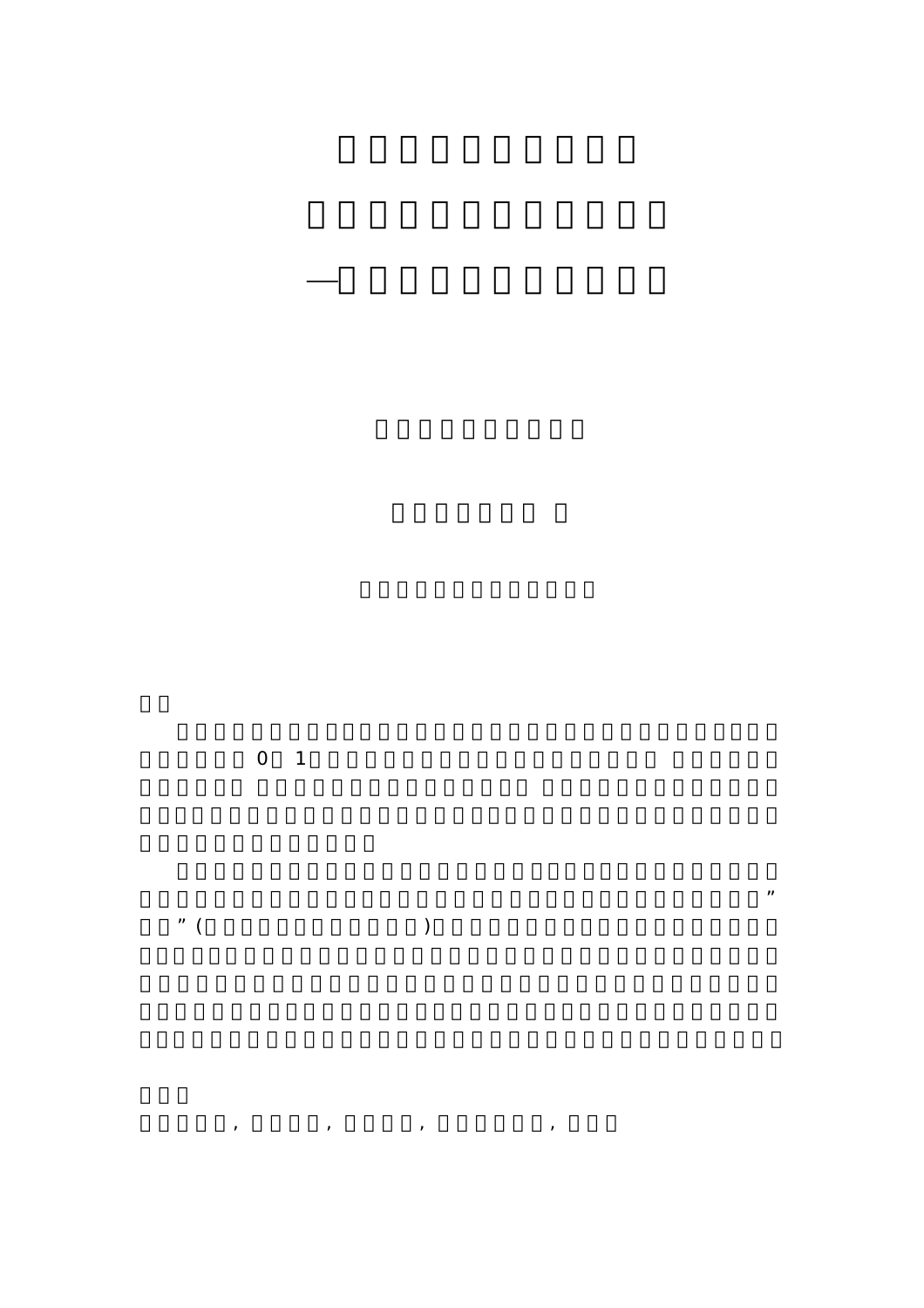$\longrightarrow$ 

 $0 \quad 1$ 

 $(2, 3, 4)$ 

 $\mathbf{a} = \mathbf{a} \cdot \mathbf{a}$ 

 $\begin{array}{c} \text{ } n \end{array}$